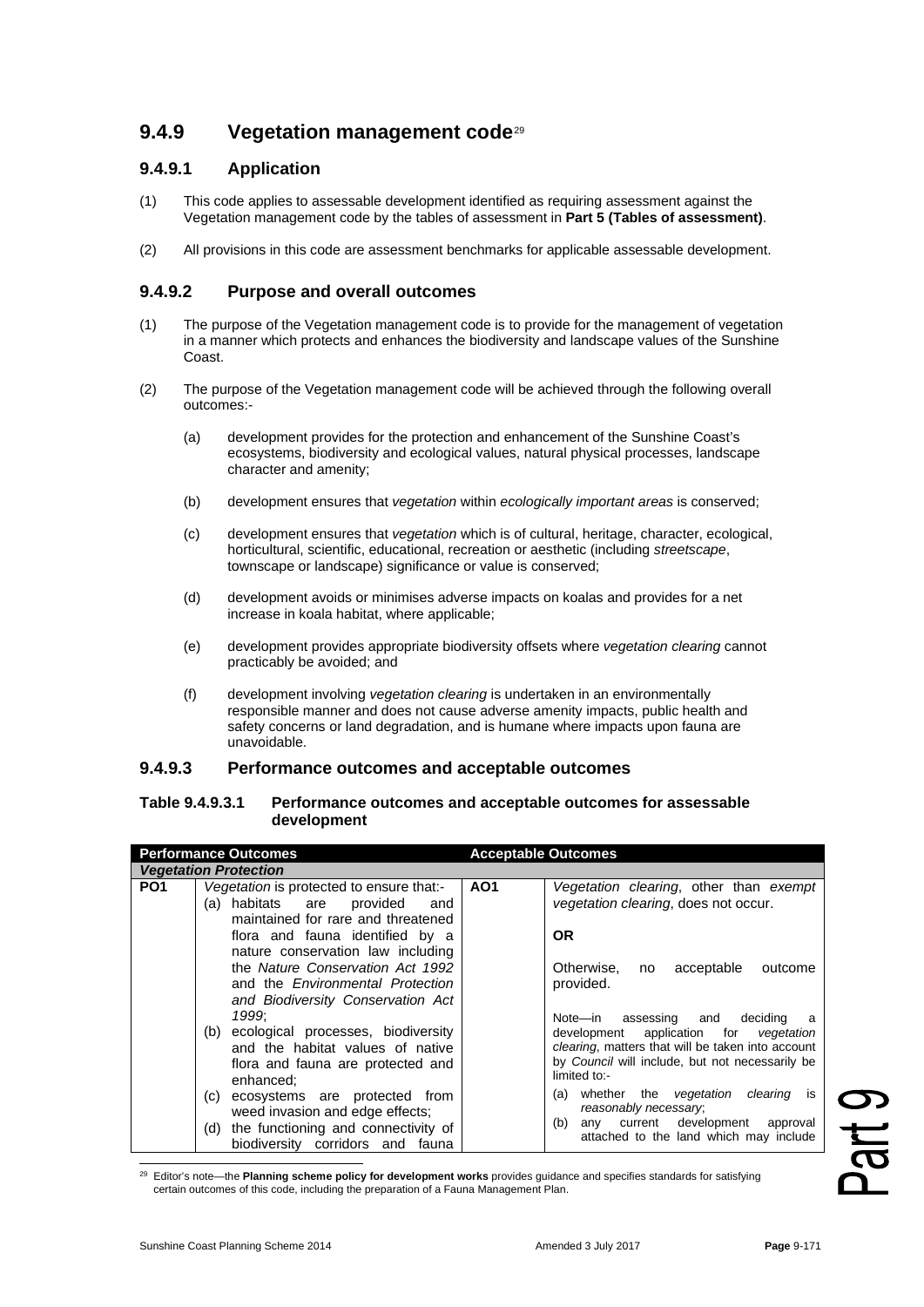## 9.4.9 Vegetation management code[29]

### 9.4.9.1 Application

(1) This code applies to assessable development identified as requiring assessment against the Vegetation management code by the tables of assessment in **Part 5 (Tables of assessment)**.

(2) All provisions in this code are assessment benchmarks for applicable assessable development.

### 9.4.9.2 Purpose and overall outcomes

(1) The purpose of the Vegetation management code is to provide for the management of vegetation in a manner which protects and enhances the biodiversity and landscape values of the Sunshine Coast.

(2) The purpose of the Vegetation management code will be achieved through the following overall outcomes:-

(a) development provides for the protection and enhancement of the Sunshine Coast's ecosystems, biodiversity and ecological values, natural physical processes, landscape character and amenity;

(b) development ensures that *vegetation* within *ecologically important areas* is conserved;

(c) development ensures that *vegetation* which is of cultural, heritage, character, ecological, horticultural, scientific, educational, recreation or aesthetic (including *streetscape*, townscape or landscape) significance or value is conserved;

(d) development avoids or minimises adverse impacts on koalas and provides for a net increase in koala habitat, where applicable;

(e) development provides appropriate biodiversity offsets where *vegetation clearing* cannot practicably be avoided; and

(f) development involving *vegetation clearing* is undertaken in an environmentally responsible manner and does not cause adverse amenity impacts, public health and safety concerns or land degradation, and is humane where impacts upon fauna are unavoidable.

### 9.4.9.3 Performance outcomes and acceptable outcomes

**Table 9.4.9.3.1 Performance outcomes and acceptable outcomes for assessable development**

| Performance Outcomes | | Acceptable Outcomes | |
|---|---|---|---|
| ***Vegetation Protection*** | | | |
| **PO1** | *Vegetation* is protected to ensure that:-<br>(a) habitats are provided and maintained for rare and threatened flora and fauna identified by a nature conservation law including the *Nature Conservation Act 1992* and the *Environmental Protection and Biodiversity Conservation Act 1999*;<br>(b) ecological processes, biodiversity and the habitat values of native flora and fauna are protected and enhanced;<br>(c) ecosystems are protected from weed invasion and edge effects;<br>(d) the functioning and connectivity of biodiversity corridors and fauna | **AO1** | *Vegetation clearing*, other than *exempt vegetation clearing*, does not occur.<br><br>**OR**<br><br>Otherwise, no acceptable outcome provided.<br><br>Note—in assessing and deciding a development application for *vegetation clearing*, matters that will be taken into account by *Council* will include, but not necessarily be limited to:-<br>(a) whether the *vegetation clearing* is *reasonably necessary*;<br>(b) any current development approval attached to the land which may include |

[29] Editor's note—the **Planning scheme policy for development works** provides guidance and specifies standards for satisfying certain outcomes of this code, including the preparation of a Fauna Management Plan.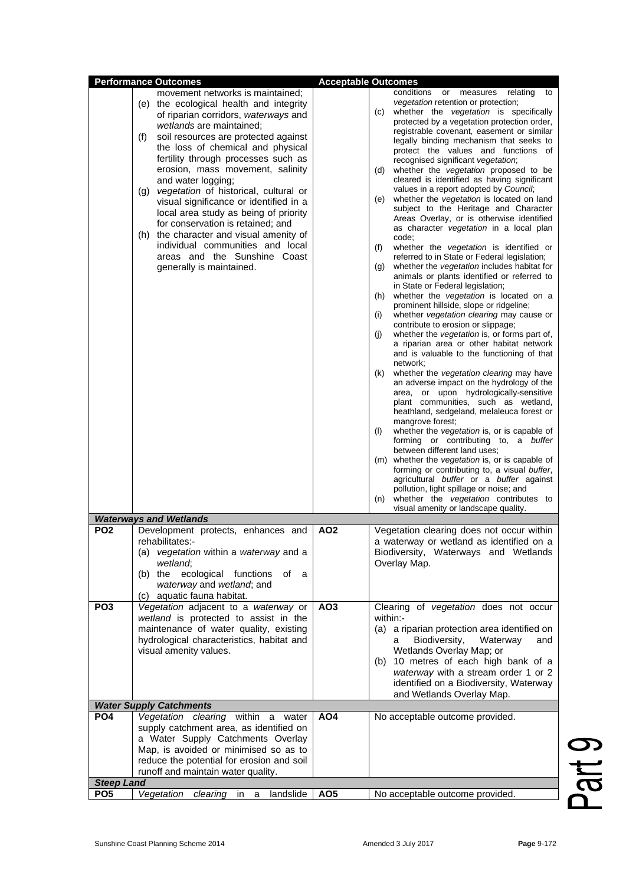| Performance Outcomes | | Acceptable Outcomes | |
|---|---|---|---|
| | movement networks is maintained;<br>(e) the ecological health and integrity of riparian corridors, *waterways* and *wetlands* are maintained;<br>(f) soil resources are protected against the loss of chemical and physical fertility through processes such as erosion, mass movement, salinity and water logging;<br>(g) *vegetation* of historical, cultural or visual significance or identified in a local area study as being of priority for conservation is retained; and<br>(h) the character and visual amenity of individual communities and local areas and the Sunshine Coast generally is maintained. | | conditions or measures relating to *vegetation* retention or protection;<br>(c) whether the *vegetation* is specifically protected by a vegetation protection order, registrable covenant, easement or similar legally binding mechanism that seeks to protect the values and functions of recognised significant *vegetation*;<br>(d) whether the *vegetation* proposed to be cleared is identified as having significant values in a report adopted by *Council*;<br>(e) whether the *vegetation* is located on land subject to the Heritage and Character Areas Overlay, or is otherwise identified as character *vegetation* in a local plan code;<br>(f) whether the *vegetation* is identified or referred to in State or Federal legislation;<br>(g) whether the *vegetation* includes habitat for animals or plants identified or referred to in State or Federal legislation;<br>(h) whether the *vegetation* is located on a prominent hillside, slope or ridgeline;<br>(i) whether *vegetation clearing* may cause or contribute to erosion or slippage;<br>(j) whether the *vegetation* is, or forms part of, a riparian area or other habitat network and is valuable to the functioning of that network;<br>(k) whether the *vegetation clearing* may have an adverse impact on the hydrology of the area, or upon hydrologically-sensitive plant communities, such as wetland, heathland, sedgeland, melaleuca forest or mangrove forest;<br>(l) whether the *vegetation* is, or is capable of forming or contributing to, a *buffer* between different land uses;<br>(m) whether the *vegetation* is, or is capable of forming or contributing to, a visual *buffer*, agricultural *buffer* or a *buffer* against pollution, light spillage or noise; and<br>(n) whether the *vegetation* contributes to visual amenity or landscape quality. |
| ***Waterways and Wetlands*** | | | |
| **PO2** | Development protects, enhances and rehabilitates:-<br>(a) *vegetation* within a *waterway* and a *wetland*;<br>(b) the ecological functions of a *waterway* and *wetland*; and<br>(c) aquatic fauna habitat. | **AO2** | Vegetation clearing does not occur within a waterway or wetland as identified on a Biodiversity, Waterways and Wetlands Overlay Map. |
| **PO3** | *Vegetation* adjacent to a *waterway* or *wetland* is protected to assist in the maintenance of water quality, existing hydrological characteristics, habitat and visual amenity values. | **AO3** | Clearing of *vegetation* does not occur within:-<br>(a) a riparian protection area identified on a Biodiversity, Waterway and Wetlands Overlay Map; or<br>(b) 10 metres of each high bank of a *waterway* with a stream order 1 or 2 identified on a Biodiversity, Waterway and Wetlands Overlay Map. |
| ***Water Supply Catchments*** | | | |
| **PO4** | *Vegetation clearing* within a water supply catchment area, as identified on a Water Supply Catchments Overlay Map, is avoided or minimised so as to reduce the potential for erosion and soil runoff and maintain water quality. | **AO4** | No acceptable outcome provided. |
| ***Steep Land*** | | | |
| **PO5** | *Vegetation clearing* in a landslide | **AO5** | No acceptable outcome provided. |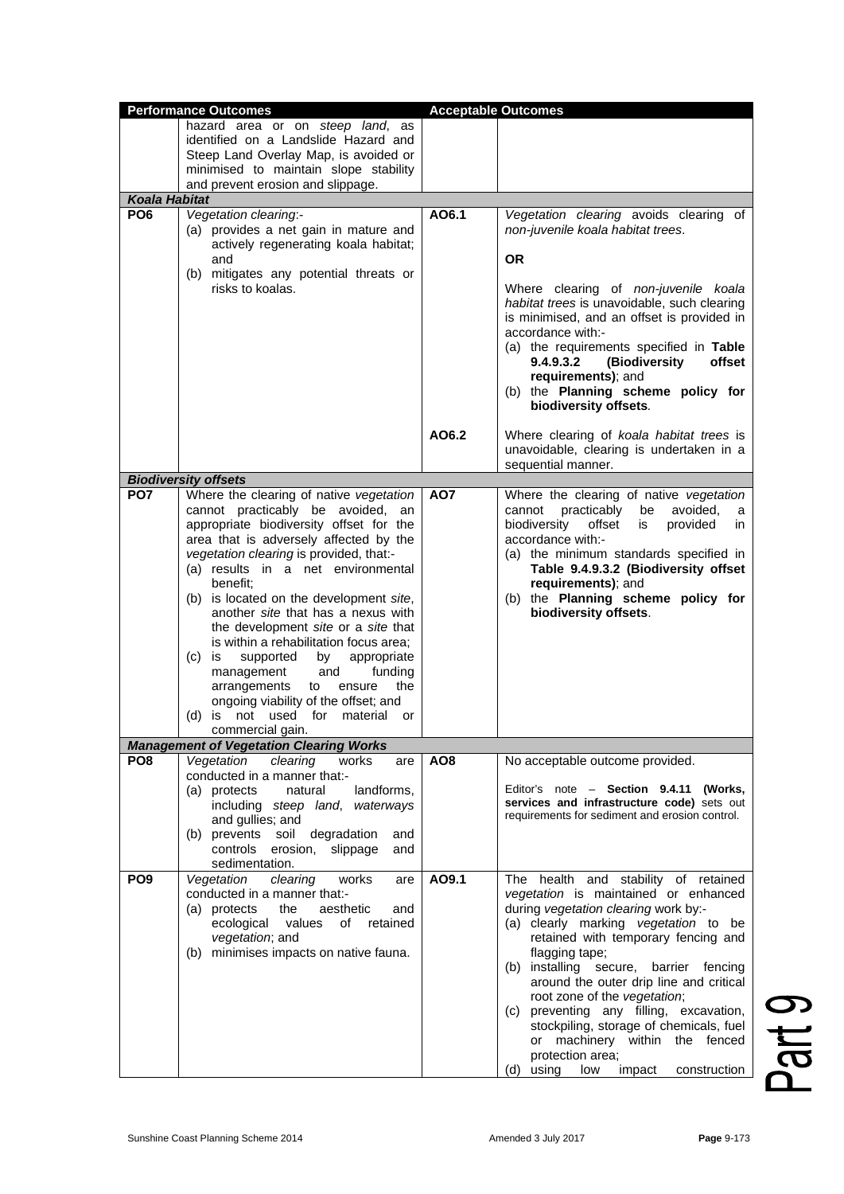| Performance Outcomes | | Acceptable Outcomes | |
|---|---|---|---|
| | hazard area or on *steep land*, as identified on a Landslide Hazard and Steep Land Overlay Map, is avoided or minimised to maintain slope stability and prevent erosion and slippage. | | |
| ***Koala Habitat*** | | | |
| **PO6** | *Vegetation clearing*:-<br>(a) provides a net gain in mature and actively regenerating koala habitat; and<br>(b) mitigates any potential threats or risks to koalas. | **AO6.1** | *Vegetation clearing* avoids clearing of *non-juvenile koala habitat trees*.<br><br>**OR**<br><br>Where clearing of *non-juvenile koala habitat trees* is unavoidable, such clearing is minimised, and an offset is provided in accordance with:-<br>(a) the requirements specified in **Table 9.4.9.3.2 (Biodiversity offset requirements)**; and<br>(b) the **Planning scheme policy for biodiversity offsets**. |
| | | **AO6.2** | Where clearing of *koala habitat trees* is unavoidable, clearing is undertaken in a sequential manner. |
| ***Biodiversity offsets*** | | | |
| **PO7** | Where the clearing of native *vegetation* cannot practicably be avoided, an appropriate biodiversity offset for the area that is adversely affected by the *vegetation clearing* is provided, that:-<br>(a) results in a net environmental benefit;<br>(b) is located on the development *site*, another *site* that has a nexus with the development *site* or a *site* that is within a rehabilitation focus area;<br>(c) is supported by appropriate management and funding arrangements to ensure the ongoing viability of the offset; and<br>(d) is not used for material or commercial gain. | **AO7** | Where the clearing of native *vegetation* cannot practicably be avoided, a biodiversity offset is provided in accordance with:-<br>(a) the minimum standards specified in **Table 9.4.9.3.2 (Biodiversity offset requirements)**; and<br>(b) the **Planning scheme policy for biodiversity offsets**. |
| ***Management of Vegetation Clearing Works*** | | | |
| **PO8** | *Vegetation clearing* works are conducted in a manner that:-<br>(a) protects natural landforms, including *steep land*, *waterways* and gullies; and<br>(b) prevents soil degradation and controls erosion, slippage and sedimentation. | **AO8** | No acceptable outcome provided.<br><br>Editor's note – **Section 9.4.11 (Works, services and infrastructure code)** sets out requirements for sediment and erosion control. |
| **PO9** | *Vegetation clearing* works are conducted in a manner that:-<br>(a) protects the aesthetic and ecological values of retained *vegetation*; and<br>(b) minimises impacts on native fauna. | **AO9.1** | The health and stability of retained *vegetation* is maintained or enhanced during *vegetation clearing* work by:-<br>(a) clearly marking *vegetation* to be retained with temporary fencing and flagging tape;<br>(b) installing secure, barrier fencing around the outer drip line and critical root zone of the *vegetation*;<br>(c) preventing any filling, excavation, stockpiling, storage of chemicals, fuel or machinery within the fenced protection area;<br>(d) using low impact construction |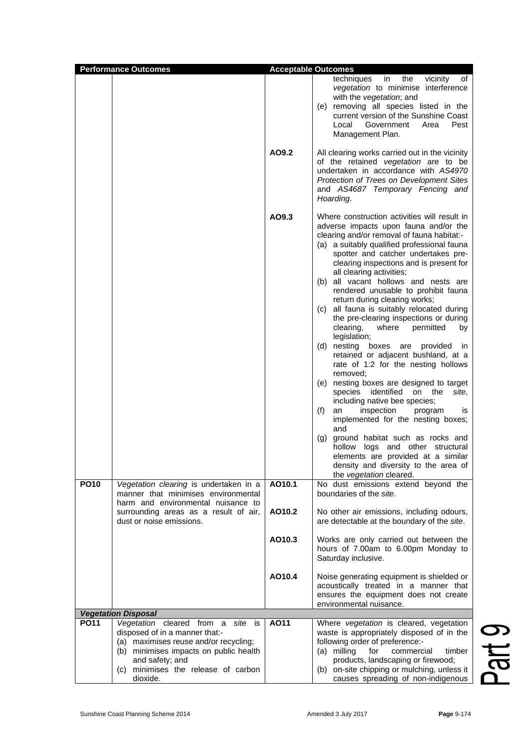| Performance Outcomes | | Acceptable Outcomes | |
|---|---|---|---|
| | | | techniques in the vicinity of *vegetation* to minimise interference with the *vegetation*; and<br>(e) removing all species listed in the current version of the Sunshine Coast Local Government Area Pest Management Plan. |
| | | **AO9.2** | All clearing works carried out in the vicinity of the retained *vegetation* are to be undertaken in accordance with *AS4970 Protection of Trees on Development Sites* and *AS4687 Temporary Fencing and Hoarding*. |
| | | **AO9.3** | Where construction activities will result in adverse impacts upon fauna and/or the clearing and/or removal of fauna habitat:-<br>(a) a suitably qualified professional fauna spotter and catcher undertakes pre-clearing inspections and is present for all clearing activities;<br>(b) all vacant hollows and nests are rendered unusable to prohibit fauna return during clearing works;<br>(c) all fauna is suitably relocated during the pre-clearing inspections or during clearing, where permitted by legislation;<br>(d) nesting boxes are provided in retained or adjacent bushland, at a rate of 1:2 for the nesting hollows removed;<br>(e) nesting boxes are designed to target species identified on the *site*, including native bee species;<br>(f) an inspection program is implemented for the nesting boxes; and<br>(g) ground habitat such as rocks and hollow logs and other structural elements are provided at a similar density and diversity to the area of the *vegetation* cleared. |
| **PO10** | *Vegetation clearing* is undertaken in a manner that minimises environmental harm and environmental nuisance to surrounding areas as a result of air, dust or noise emissions. | **AO10.1** | No dust emissions extend beyond the boundaries of the *site*. |
| | | **AO10.2** | No other air emissions, including odours, are detectable at the boundary of the *site*. |
| | | **AO10.3** | Works are only carried out between the hours of 7.00am to 6.00pm Monday to Saturday inclusive. |
| | | **AO10.4** | Noise generating equipment is shielded or acoustically treated in a manner that ensures the equipment does not create environmental nuisance. |
| ***Vegetation Disposal*** | | | |
| **PO11** | *Vegetation* cleared from a *site* is disposed of in a manner that:-<br>(a) maximises reuse and/or recycling;<br>(b) minimises impacts on public health and safety; and<br>(c) minimises the release of carbon dioxide. | **AO11** | Where *vegetation* is cleared, vegetation waste is appropriately disposed of in the following order of preference:-<br>(a) milling for commercial timber products, landscaping or firewood;<br>(b) on-site chipping or mulching, unless it causes spreading of non-indigenous |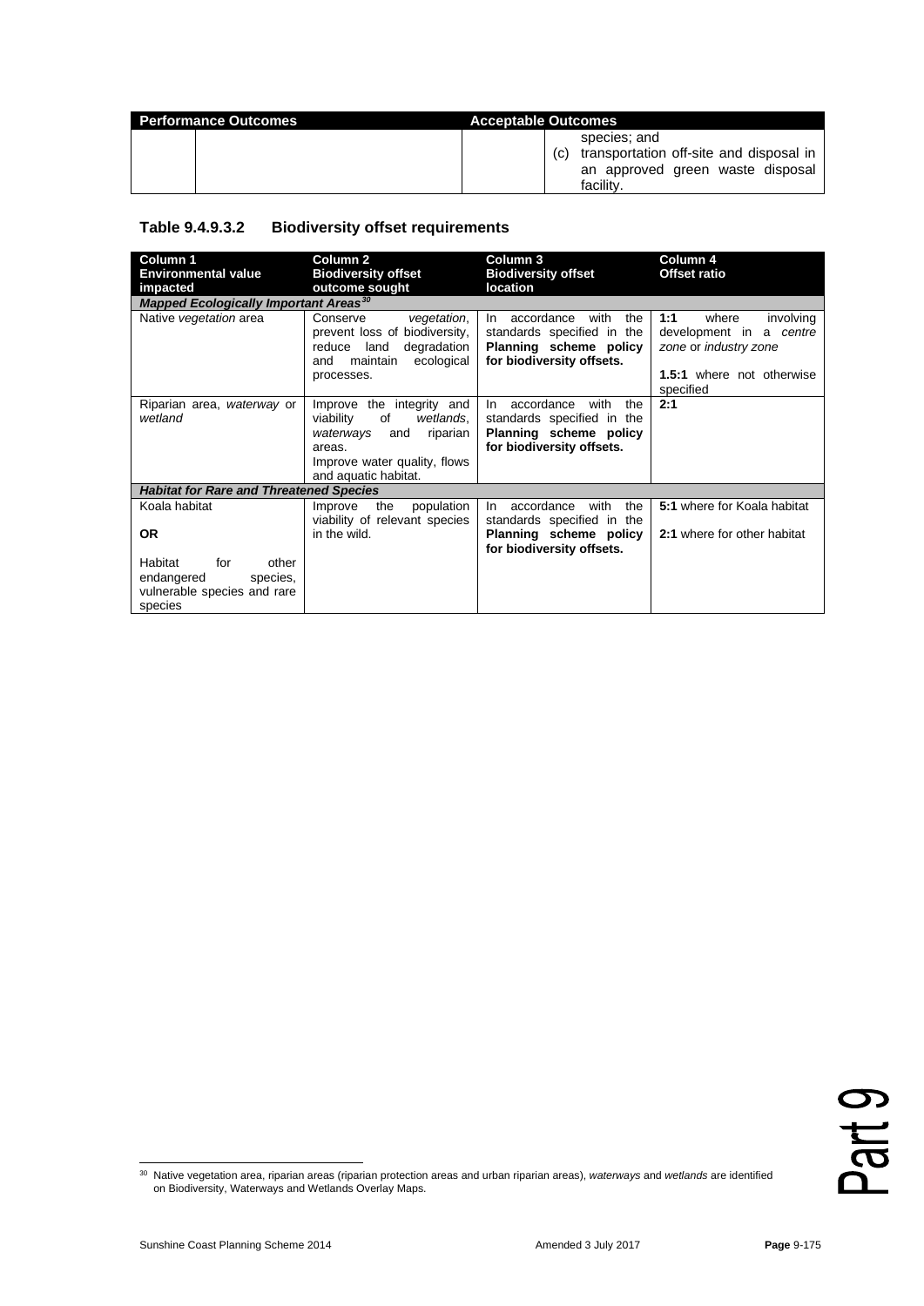| Performance Outcomes | | Acceptable Outcomes | |
|---|---|---|---|
| | | | species; and<br>(c) transportation off-site and disposal in an approved green waste disposal facility. |

**Table 9.4.9.3.2 Biodiversity offset requirements**

| Column 1<br>Environmental value impacted | Column 2<br>Biodiversity offset outcome sought | Column 3<br>Biodiversity offset location | Column 4<br>Offset ratio |
|---|---|---|---|
| ***Mapped Ecologically Important Areas***[30] | | | |
| Native *vegetation* area | Conserve *vegetation*, prevent loss of biodiversity, reduce land degradation and maintain ecological processes. | In accordance with the standards specified in the **Planning scheme policy for biodiversity offsets.** | **1:1** where involving development in a *centre zone* or *industry zone*<br><br>**1.5:1** where not otherwise specified |
| Riparian area, *waterway* or *wetland* | Improve the integrity and viability of *wetlands*, *waterways* and riparian areas.<br>Improve water quality, flows and aquatic habitat. | In accordance with the standards specified in the **Planning scheme policy for biodiversity offsets.** | **2:1** |
| ***Habitat for Rare and Threatened Species*** | | | |
| Koala habitat<br><br>**OR**<br><br>Habitat for other endangered species, vulnerable species and rare species | Improve the population viability of relevant species in the wild. | In accordance with the standards specified in the **Planning scheme policy for biodiversity offsets.** | **5:1** where for Koala habitat<br><br>**2:1** where for other habitat |

[30] Native vegetation area, riparian areas (riparian protection areas and urban riparian areas), *waterways* and *wetlands* are identified on Biodiversity, Waterways and Wetlands Overlay Maps.